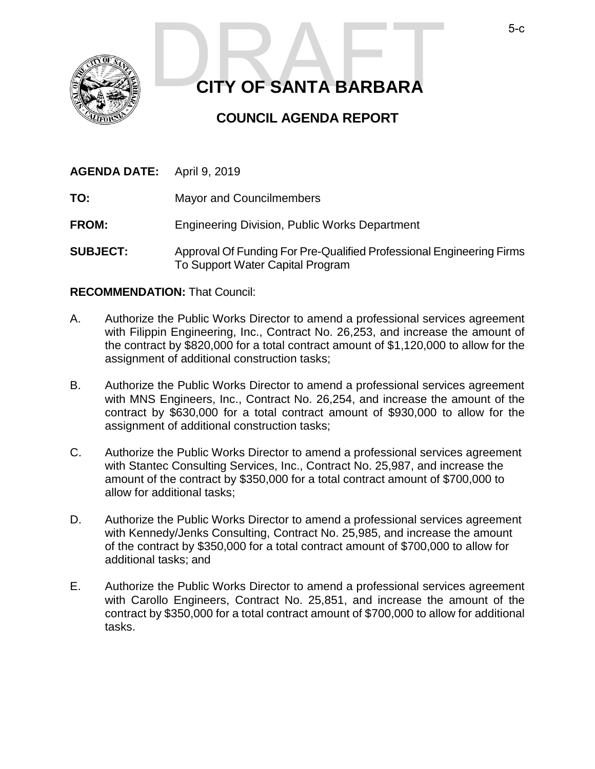DRAFT

# CITY OF SANTA BARBARA

## COUNCIL AGENDA REPORT

**AGENDA DATE:** April 9, 2019

**TO:** Mayor and Councilmembers

**FROM:** Engineering Division, Public Works Department

**SUBJECT:** Approval Of Funding For Pre-Qualified Professional Engineering Firms To Support Water Capital Program

**RECOMMENDATION:** That Council:

A. Authorize the Public Works Director to amend a professional services agreement with Filippin Engineering, Inc., Contract No. 26,253, and increase the amount of the contract by $820,000 for a total contract amount of $1,120,000 to allow for the assignment of additional construction tasks;

B. Authorize the Public Works Director to amend a professional services agreement with MNS Engineers, Inc., Contract No. 26,254, and increase the amount of the contract by $630,000 for a total contract amount of $930,000 to allow for the assignment of additional construction tasks;

C. Authorize the Public Works Director to amend a professional services agreement with Stantec Consulting Services, Inc., Contract No. 25,987, and increase the amount of the contract by $350,000 for a total contract amount of $700,000 to allow for additional tasks;

D. Authorize the Public Works Director to amend a professional services agreement with Kennedy/Jenks Consulting, Contract No. 25,985, and increase the amount of the contract by $350,000 for a total contract amount of $700,000 to allow for additional tasks; and

E. Authorize the Public Works Director to amend a professional services agreement with Carollo Engineers, Contract No. 25,851, and increase the amount of the contract by $350,000 for a total contract amount of $700,000 to allow for additional tasks.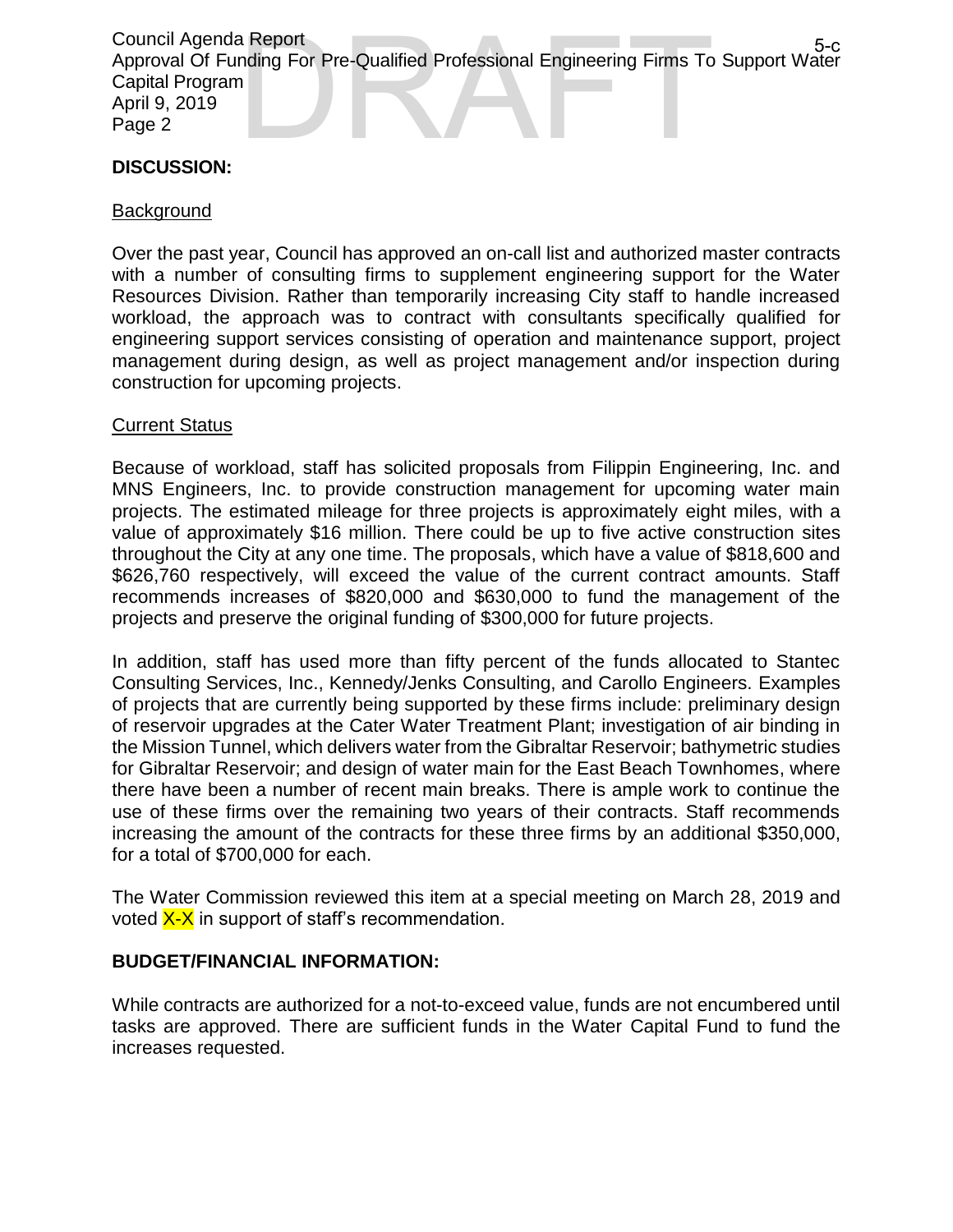## DISCUSSION:

### Background

Over the past year, Council has approved an on-call list and authorized master contracts with a number of consulting firms to supplement engineering support for the Water Resources Division. Rather than temporarily increasing City staff to handle increased workload, the approach was to contract with consultants specifically qualified for engineering support services consisting of operation and maintenance support, project management during design, as well as project management and/or inspection during construction for upcoming projects.

### Current Status

Because of workload, staff has solicited proposals from Filippin Engineering, Inc. and MNS Engineers, Inc. to provide construction management for upcoming water main projects. The estimated mileage for three projects is approximately eight miles, with a value of approximately $16 million. There could be up to five active construction sites throughout the City at any one time. The proposals, which have a value of $818,600 and $626,760 respectively, will exceed the value of the current contract amounts. Staff recommends increases of $820,000 and $630,000 to fund the management of the projects and preserve the original funding of $300,000 for future projects.

In addition, staff has used more than fifty percent of the funds allocated to Stantec Consulting Services, Inc., Kennedy/Jenks Consulting, and Carollo Engineers. Examples of projects that are currently being supported by these firms include: preliminary design of reservoir upgrades at the Cater Water Treatment Plant; investigation of air binding in the Mission Tunnel, which delivers water from the Gibraltar Reservoir; bathymetric studies for Gibraltar Reservoir; and design of water main for the East Beach Townhomes, where there have been a number of recent main breaks. There is ample work to continue the use of these firms over the remaining two years of their contracts. Staff recommends increasing the amount of the contracts for these three firms by an additional $350,000, for a total of $700,000 for each.

The Water Commission reviewed this item at a special meeting on March 28, 2019 and voted X-X in support of staff's recommendation.

## BUDGET/FINANCIAL INFORMATION:

While contracts are authorized for a not-to-exceed value, funds are not encumbered until tasks are approved. There are sufficient funds in the Water Capital Fund to fund the increases requested.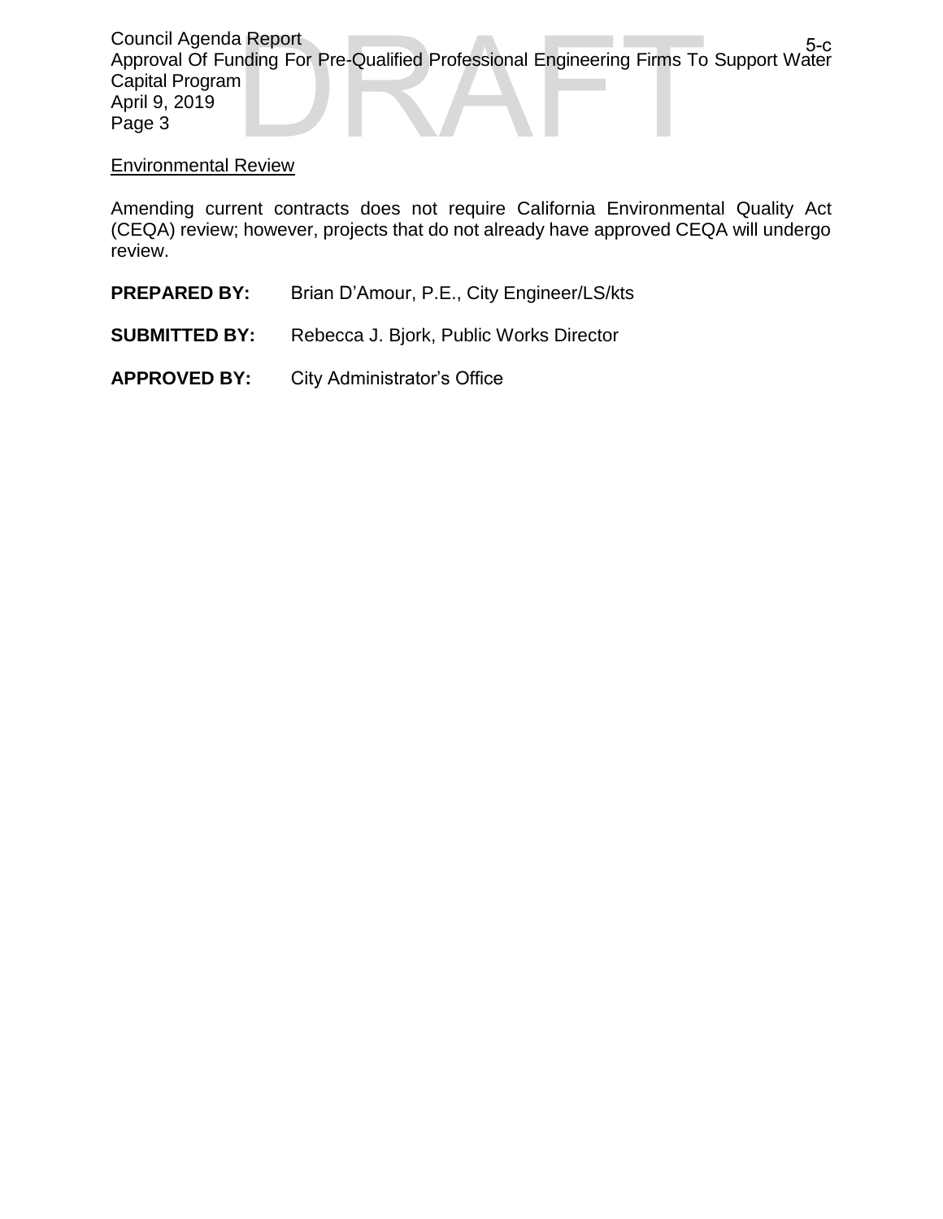<u>Environmental Review</u>

Amending current contracts does not require California Environmental Quality Act (CEQA) review; however, projects that do not already have approved CEQA will undergo review.

**PREPARED BY:** Brian D'Amour, P.E., City Engineer/LS/kts

**SUBMITTED BY:** Rebecca J. Bjork, Public Works Director

**APPROVED BY:** City Administrator's Office